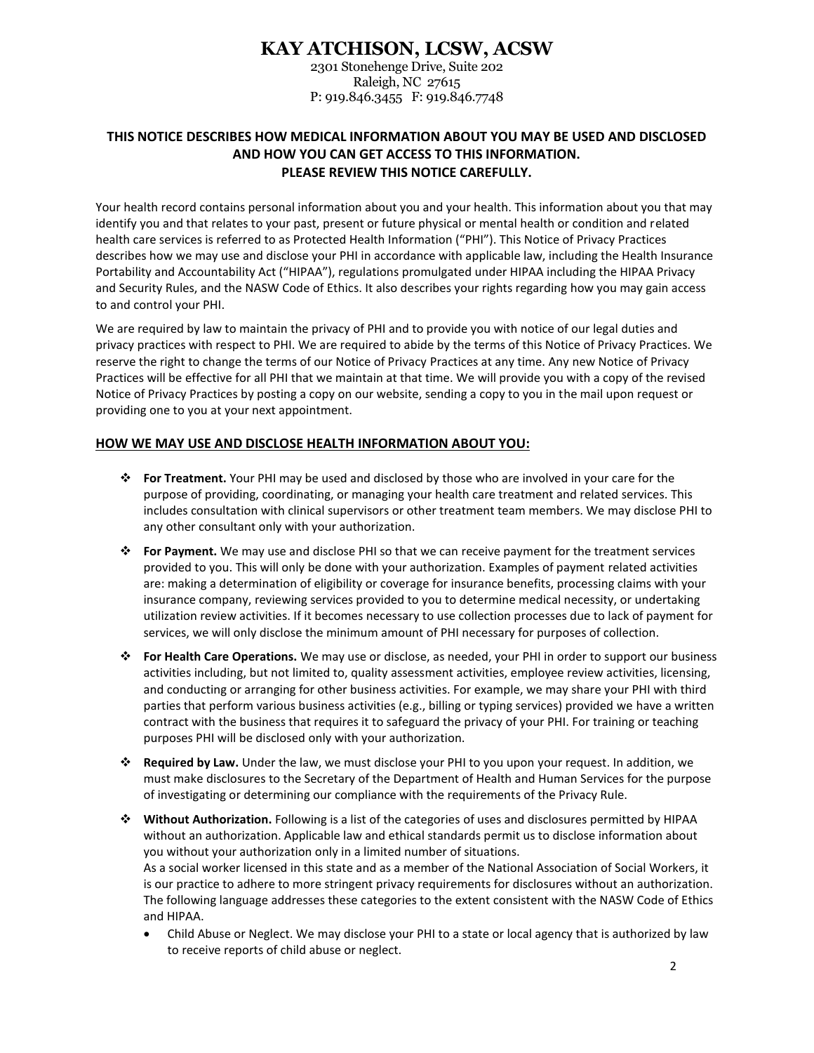# KAY ATCHISON, LCSW, ACSW

2301 Stonehenge Drive, Suite 202
Raleigh, NC 27615
P: 919.846.3455 F: 919.846.7748

**THIS NOTICE DESCRIBES HOW MEDICAL INFORMATION ABOUT YOU MAY BE USED AND DISCLOSED AND HOW YOU CAN GET ACCESS TO THIS INFORMATION. PLEASE REVIEW THIS NOTICE CAREFULLY.**

Your health record contains personal information about you and your health. This information about you that may identify you and that relates to your past, present or future physical or mental health or condition and related health care services is referred to as Protected Health Information ("PHI"). This Notice of Privacy Practices describes how we may use and disclose your PHI in accordance with applicable law, including the Health Insurance Portability and Accountability Act ("HIPAA"), regulations promulgated under HIPAA including the HIPAA Privacy and Security Rules, and the NASW Code of Ethics. It also describes your rights regarding how you may gain access to and control your PHI.

We are required by law to maintain the privacy of PHI and to provide you with notice of our legal duties and privacy practices with respect to PHI. We are required to abide by the terms of this Notice of Privacy Practices. We reserve the right to change the terms of our Notice of Privacy Practices at any time. Any new Notice of Privacy Practices will be effective for all PHI that we maintain at that time. We will provide you with a copy of the revised Notice of Privacy Practices by posting a copy on our website, sending a copy to you in the mail upon request or providing one to you at your next appointment.

## HOW WE MAY USE AND DISCLOSE HEALTH INFORMATION ABOUT YOU:

- **For Treatment.** Your PHI may be used and disclosed by those who are involved in your care for the purpose of providing, coordinating, or managing your health care treatment and related services. This includes consultation with clinical supervisors or other treatment team members. We may disclose PHI to any other consultant only with your authorization.
- **For Payment.** We may use and disclose PHI so that we can receive payment for the treatment services provided to you. This will only be done with your authorization. Examples of payment related activities are: making a determination of eligibility or coverage for insurance benefits, processing claims with your insurance company, reviewing services provided to you to determine medical necessity, or undertaking utilization review activities. If it becomes necessary to use collection processes due to lack of payment for services, we will only disclose the minimum amount of PHI necessary for purposes of collection.
- **For Health Care Operations.** We may use or disclose, as needed, your PHI in order to support our business activities including, but not limited to, quality assessment activities, employee review activities, licensing, and conducting or arranging for other business activities. For example, we may share your PHI with third parties that perform various business activities (e.g., billing or typing services) provided we have a written contract with the business that requires it to safeguard the privacy of your PHI. For training or teaching purposes PHI will be disclosed only with your authorization.
- **Required by Law.** Under the law, we must disclose your PHI to you upon your request. In addition, we must make disclosures to the Secretary of the Department of Health and Human Services for the purpose of investigating or determining our compliance with the requirements of the Privacy Rule.
- **Without Authorization.** Following is a list of the categories of uses and disclosures permitted by HIPAA without an authorization. Applicable law and ethical standards permit us to disclose information about you without your authorization only in a limited number of situations.
  As a social worker licensed in this state and as a member of the National Association of Social Workers, it is our practice to adhere to more stringent privacy requirements for disclosures without an authorization. The following language addresses these categories to the extent consistent with the NASW Code of Ethics and HIPAA.
  - Child Abuse or Neglect. We may disclose your PHI to a state or local agency that is authorized by law to receive reports of child abuse or neglect.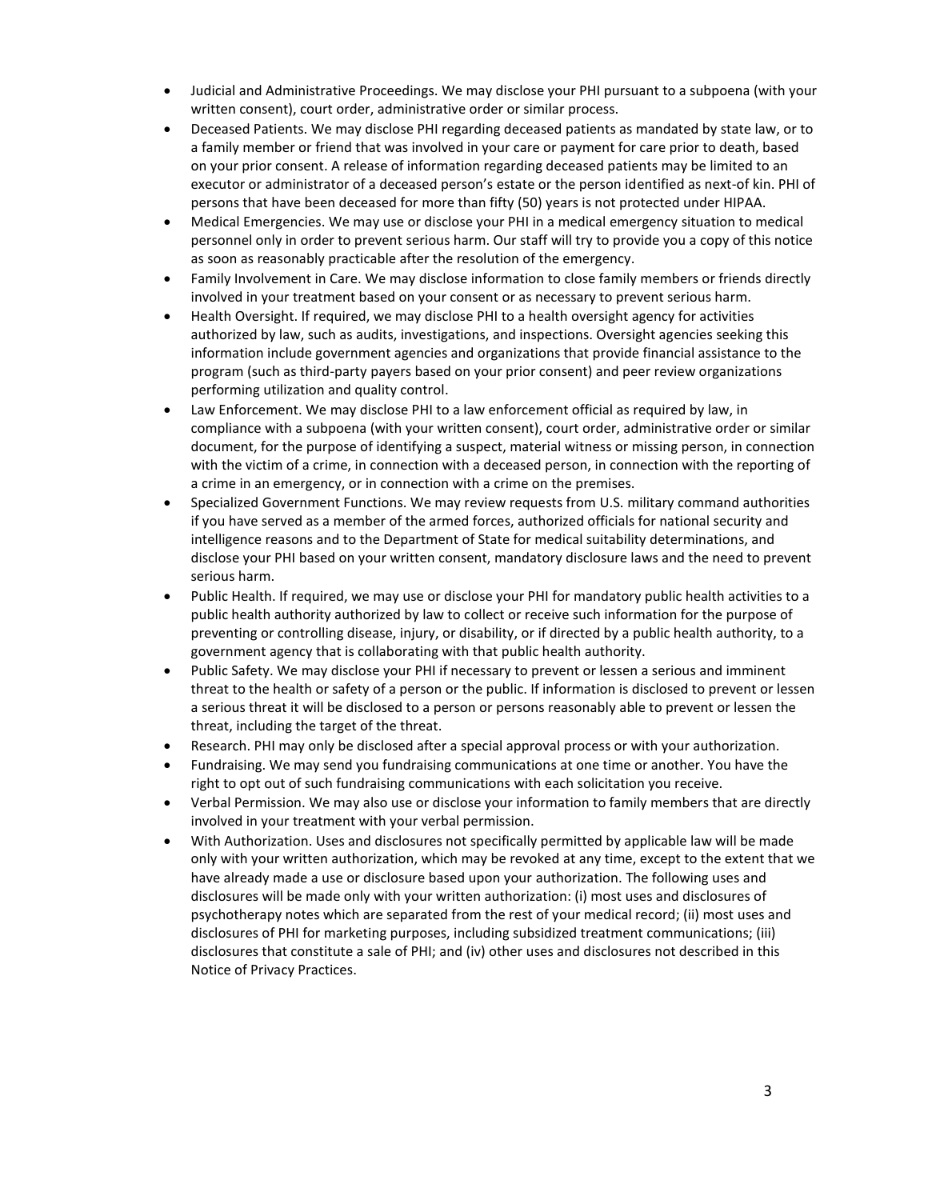- Judicial and Administrative Proceedings. We may disclose your PHI pursuant to a subpoena (with your written consent), court order, administrative order or similar process.
- Deceased Patients. We may disclose PHI regarding deceased patients as mandated by state law, or to a family member or friend that was involved in your care or payment for care prior to death, based on your prior consent. A release of information regarding deceased patients may be limited to an executor or administrator of a deceased person's estate or the person identified as next-of kin. PHI of persons that have been deceased for more than fifty (50) years is not protected under HIPAA.
- Medical Emergencies. We may use or disclose your PHI in a medical emergency situation to medical personnel only in order to prevent serious harm. Our staff will try to provide you a copy of this notice as soon as reasonably practicable after the resolution of the emergency.
- Family Involvement in Care. We may disclose information to close family members or friends directly involved in your treatment based on your consent or as necessary to prevent serious harm.
- Health Oversight. If required, we may disclose PHI to a health oversight agency for activities authorized by law, such as audits, investigations, and inspections. Oversight agencies seeking this information include government agencies and organizations that provide financial assistance to the program (such as third-party payers based on your prior consent) and peer review organizations performing utilization and quality control.
- Law Enforcement. We may disclose PHI to a law enforcement official as required by law, in compliance with a subpoena (with your written consent), court order, administrative order or similar document, for the purpose of identifying a suspect, material witness or missing person, in connection with the victim of a crime, in connection with a deceased person, in connection with the reporting of a crime in an emergency, or in connection with a crime on the premises.
- Specialized Government Functions. We may review requests from U.S. military command authorities if you have served as a member of the armed forces, authorized officials for national security and intelligence reasons and to the Department of State for medical suitability determinations, and disclose your PHI based on your written consent, mandatory disclosure laws and the need to prevent serious harm.
- Public Health. If required, we may use or disclose your PHI for mandatory public health activities to a public health authority authorized by law to collect or receive such information for the purpose of preventing or controlling disease, injury, or disability, or if directed by a public health authority, to a government agency that is collaborating with that public health authority.
- Public Safety. We may disclose your PHI if necessary to prevent or lessen a serious and imminent threat to the health or safety of a person or the public. If information is disclosed to prevent or lessen a serious threat it will be disclosed to a person or persons reasonably able to prevent or lessen the threat, including the target of the threat.
- Research. PHI may only be disclosed after a special approval process or with your authorization.
- Fundraising. We may send you fundraising communications at one time or another. You have the right to opt out of such fundraising communications with each solicitation you receive.
- Verbal Permission. We may also use or disclose your information to family members that are directly involved in your treatment with your verbal permission.
- With Authorization. Uses and disclosures not specifically permitted by applicable law will be made only with your written authorization, which may be revoked at any time, except to the extent that we have already made a use or disclosure based upon your authorization. The following uses and disclosures will be made only with your written authorization: (i) most uses and disclosures of psychotherapy notes which are separated from the rest of your medical record; (ii) most uses and disclosures of PHI for marketing purposes, including subsidized treatment communications; (iii) disclosures that constitute a sale of PHI; and (iv) other uses and disclosures not described in this Notice of Privacy Practices.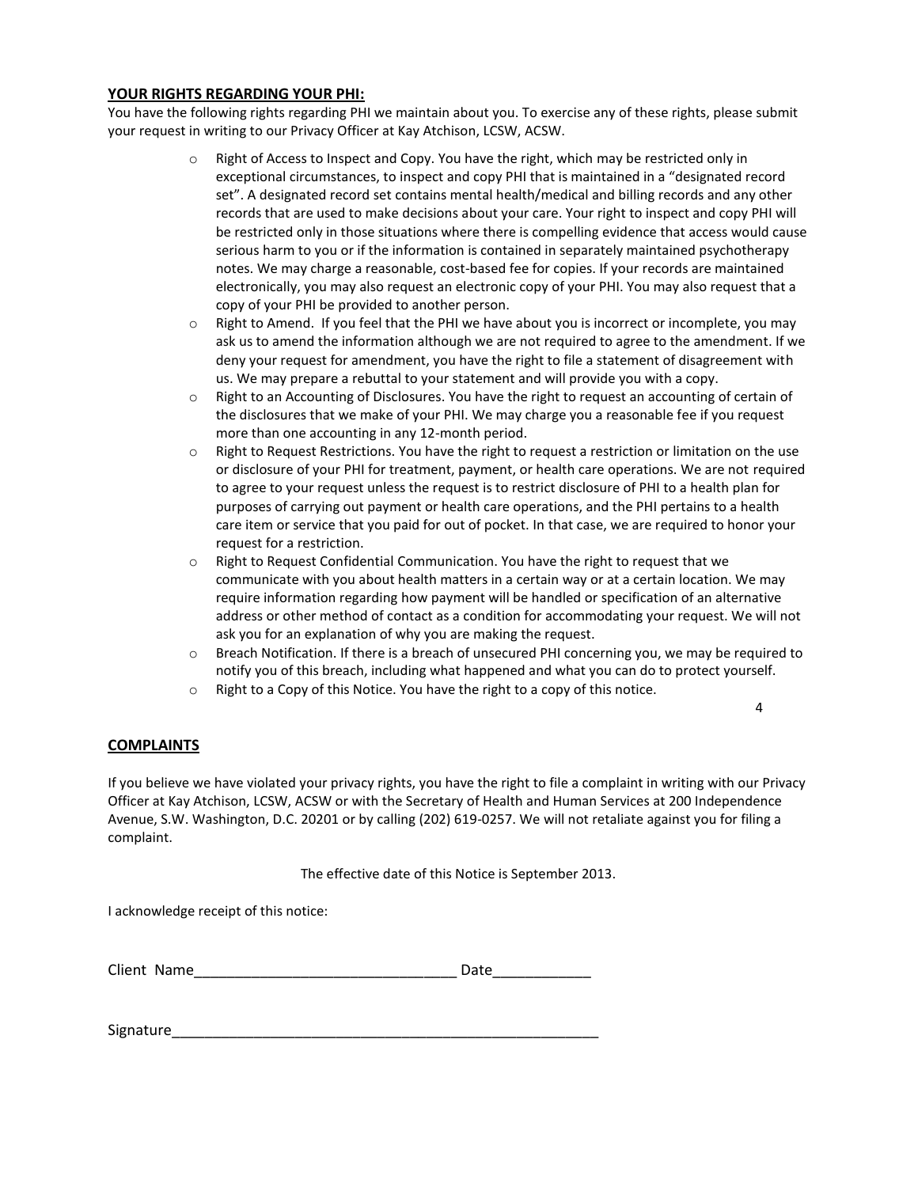## YOUR RIGHTS REGARDING YOUR PHI:

You have the following rights regarding PHI we maintain about you. To exercise any of these rights, please submit your request in writing to our Privacy Officer at Kay Atchison, LCSW, ACSW.

- Right of Access to Inspect and Copy. You have the right, which may be restricted only in exceptional circumstances, to inspect and copy PHI that is maintained in a "designated record set". A designated record set contains mental health/medical and billing records and any other records that are used to make decisions about your care. Your right to inspect and copy PHI will be restricted only in those situations where there is compelling evidence that access would cause serious harm to you or if the information is contained in separately maintained psychotherapy notes. We may charge a reasonable, cost-based fee for copies. If your records are maintained electronically, you may also request an electronic copy of your PHI. You may also request that a copy of your PHI be provided to another person.
- Right to Amend. If you feel that the PHI we have about you is incorrect or incomplete, you may ask us to amend the information although we are not required to agree to the amendment. If we deny your request for amendment, you have the right to file a statement of disagreement with us. We may prepare a rebuttal to your statement and will provide you with a copy.
- Right to an Accounting of Disclosures. You have the right to request an accounting of certain of the disclosures that we make of your PHI. We may charge you a reasonable fee if you request more than one accounting in any 12-month period.
- Right to Request Restrictions. You have the right to request a restriction or limitation on the use or disclosure of your PHI for treatment, payment, or health care operations. We are not required to agree to your request unless the request is to restrict disclosure of PHI to a health plan for purposes of carrying out payment or health care operations, and the PHI pertains to a health care item or service that you paid for out of pocket. In that case, we are required to honor your request for a restriction.
- Right to Request Confidential Communication. You have the right to request that we communicate with you about health matters in a certain way or at a certain location. We may require information regarding how payment will be handled or specification of an alternative address or other method of contact as a condition for accommodating your request. We will not ask you for an explanation of why you are making the request.
- Breach Notification. If there is a breach of unsecured PHI concerning you, we may be required to notify you of this breach, including what happened and what you can do to protect yourself.
- Right to a Copy of this Notice. You have the right to a copy of this notice.

## COMPLAINTS

If you believe we have violated your privacy rights, you have the right to file a complaint in writing with our Privacy Officer at Kay Atchison, LCSW, ACSW or with the Secretary of Health and Human Services at 200 Independence Avenue, S.W. Washington, D.C. 20201 or by calling (202) 619-0257. We will not retaliate against you for filing a complaint.

The effective date of this Notice is September 2013.

I acknowledge receipt of this notice:

Client Name________________________________ Date____________

Signature_______________________________________________________